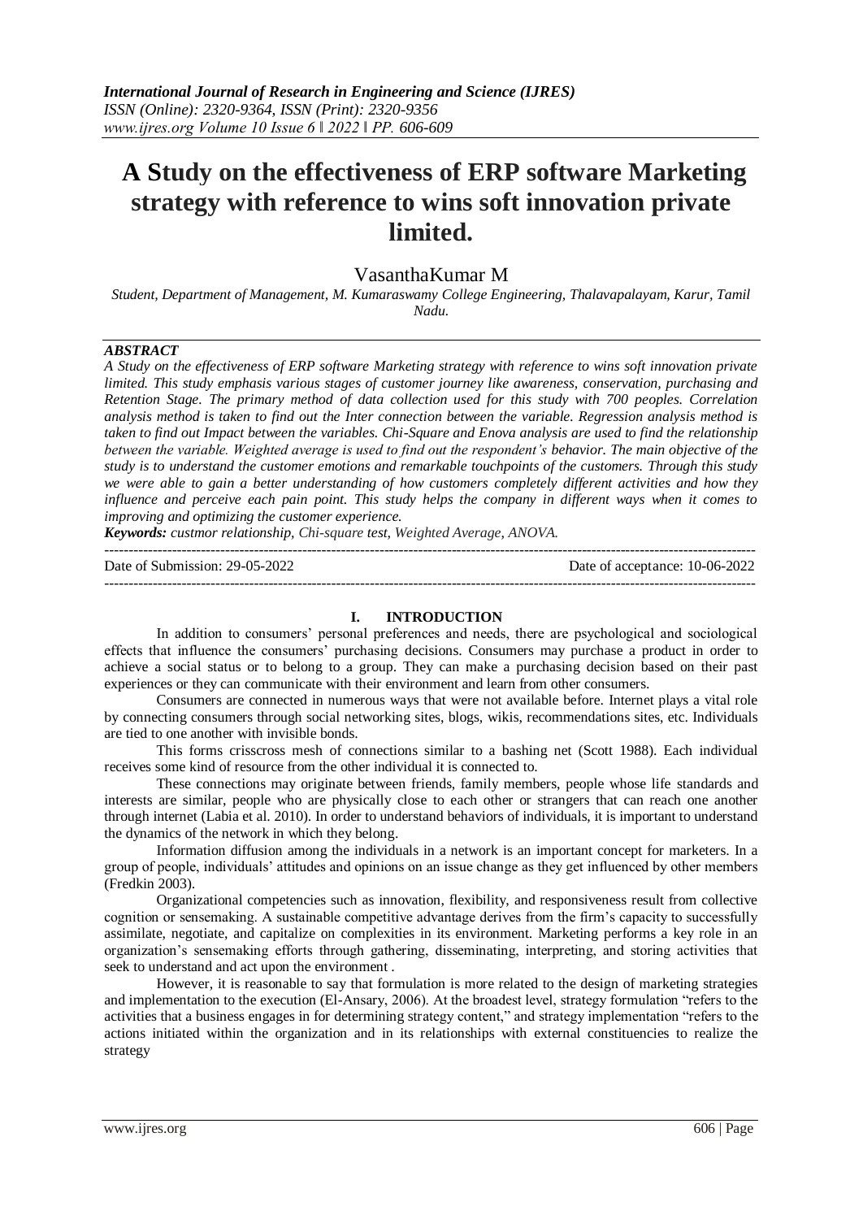# A Study on the effectiveness of ERP software Marketing strategy with reference to wins soft innovation private limited.

VasanthaKumar M

*Student, Department of Management, M. Kumaraswamy College Engineering, Thalavapalayam, Karur, Tamil Nadu.*

***ABSTRACT***

*A Study on the effectiveness of ERP software Marketing strategy with reference to wins soft innovation private limited. This study emphasis various stages of customer journey like awareness, conservation, purchasing and Retention Stage. The primary method of data collection used for this study with 700 peoples. Correlation analysis method is taken to find out the Inter connection between the variable. Regression analysis method is taken to find out Impact between the variables. Chi-Square and Enova analysis are used to find the relationship between the variable. Weighted average is used to find out the respondent's behavior. The main objective of the study is to understand the customer emotions and remarkable touchpoints of the customers. Through this study we were able to gain a better understanding of how customers completely different activities and how they influence and perceive each pain point. This study helps the company in different ways when it comes to improving and optimizing the customer experience.*

***Keywords:*** *custmor relationship, Chi-square test, Weighted Average, ANOVA.*

---

Date of Submission: 29-05-2022 Date of acceptance: 10-06-2022

---

## I. INTRODUCTION

In addition to consumers' personal preferences and needs, there are psychological and sociological effects that influence the consumers' purchasing decisions. Consumers may purchase a product in order to achieve a social status or to belong to a group. They can make a purchasing decision based on their past experiences or they can communicate with their environment and learn from other consumers.

Consumers are connected in numerous ways that were not available before. Internet plays a vital role by connecting consumers through social networking sites, blogs, wikis, recommendations sites, etc. Individuals are tied to one another with invisible bonds.

This forms crisscross mesh of connections similar to a bashing net (Scott 1988). Each individual receives some kind of resource from the other individual it is connected to.

These connections may originate between friends, family members, people whose life standards and interests are similar, people who are physically close to each other or strangers that can reach one another through internet (Labia et al. 2010). In order to understand behaviors of individuals, it is important to understand the dynamics of the network in which they belong.

Information diffusion among the individuals in a network is an important concept for marketers. In a group of people, individuals' attitudes and opinions on an issue change as they get influenced by other members (Fredkin 2003).

Organizational competencies such as innovation, flexibility, and responsiveness result from collective cognition or sensemaking. A sustainable competitive advantage derives from the firm's capacity to successfully assimilate, negotiate, and capitalize on complexities in its environment. Marketing performs a key role in an organization's sensemaking efforts through gathering, disseminating, interpreting, and storing activities that seek to understand and act upon the environment .

However, it is reasonable to say that formulation is more related to the design of marketing strategies and implementation to the execution (El-Ansary, 2006). At the broadest level, strategy formulation "refers to the activities that a business engages in for determining strategy content," and strategy implementation "refers to the actions initiated within the organization and in its relationships with external constituencies to realize the strategy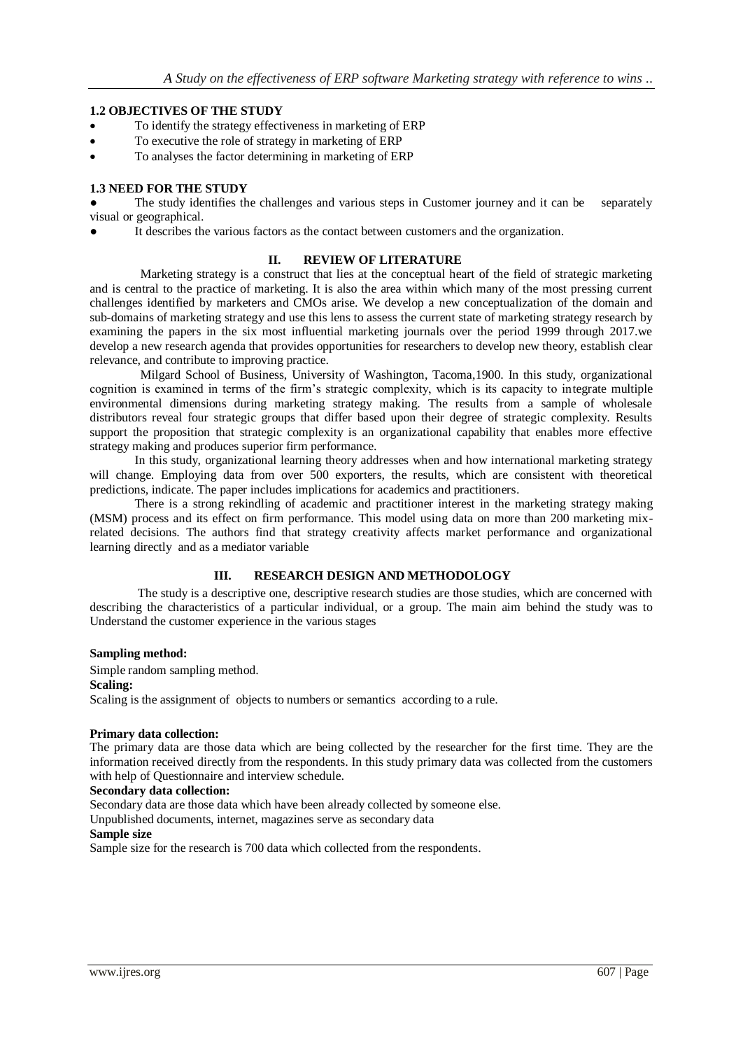### 1.2 OBJECTIVES OF THE STUDY

- To identify the strategy effectiveness in marketing of ERP
- To executive the role of strategy in marketing of ERP
- To analyses the factor determining in marketing of ERP

### 1.3 NEED FOR THE STUDY

- The study identifies the challenges and various steps in Customer journey and it can be separately visual or geographical.
- It describes the various factors as the contact between customers and the organization.

## II. REVIEW OF LITERATURE

Marketing strategy is a construct that lies at the conceptual heart of the field of strategic marketing and is central to the practice of marketing. It is also the area within which many of the most pressing current challenges identified by marketers and CMOs arise. We develop a new conceptualization of the domain and sub-domains of marketing strategy and use this lens to assess the current state of marketing strategy research by examining the papers in the six most influential marketing journals over the period 1999 through 2017.we develop a new research agenda that provides opportunities for researchers to develop new theory, establish clear relevance, and contribute to improving practice.

Milgard School of Business, University of Washington, Tacoma,1900. In this study, organizational cognition is examined in terms of the firm's strategic complexity, which is its capacity to integrate multiple environmental dimensions during marketing strategy making. The results from a sample of wholesale distributors reveal four strategic groups that differ based upon their degree of strategic complexity. Results support the proposition that strategic complexity is an organizational capability that enables more effective strategy making and produces superior firm performance.

In this study, organizational learning theory addresses when and how international marketing strategy will change. Employing data from over 500 exporters, the results, which are consistent with theoretical predictions, indicate. The paper includes implications for academics and practitioners.

There is a strong rekindling of academic and practitioner interest in the marketing strategy making (MSM) process and its effect on firm performance. This model using data on more than 200 marketing mix-related decisions. The authors find that strategy creativity affects market performance and organizational learning directly and as a mediator variable

## III. RESEARCH DESIGN AND METHODOLOGY

The study is a descriptive one, descriptive research studies are those studies, which are concerned with describing the characteristics of a particular individual, or a group. The main aim behind the study was to Understand the customer experience in the various stages

**Sampling method:**

Simple random sampling method.

**Scaling:**

Scaling is the assignment of objects to numbers or semantics according to a rule.

**Primary data collection:**

The primary data are those data which are being collected by the researcher for the first time. They are the information received directly from the respondents. In this study primary data was collected from the customers with help of Questionnaire and interview schedule.

**Secondary data collection:**

Secondary data are those data which have been already collected by someone else.

Unpublished documents, internet, magazines serve as secondary data

**Sample size**

Sample size for the research is 700 data which collected from the respondents.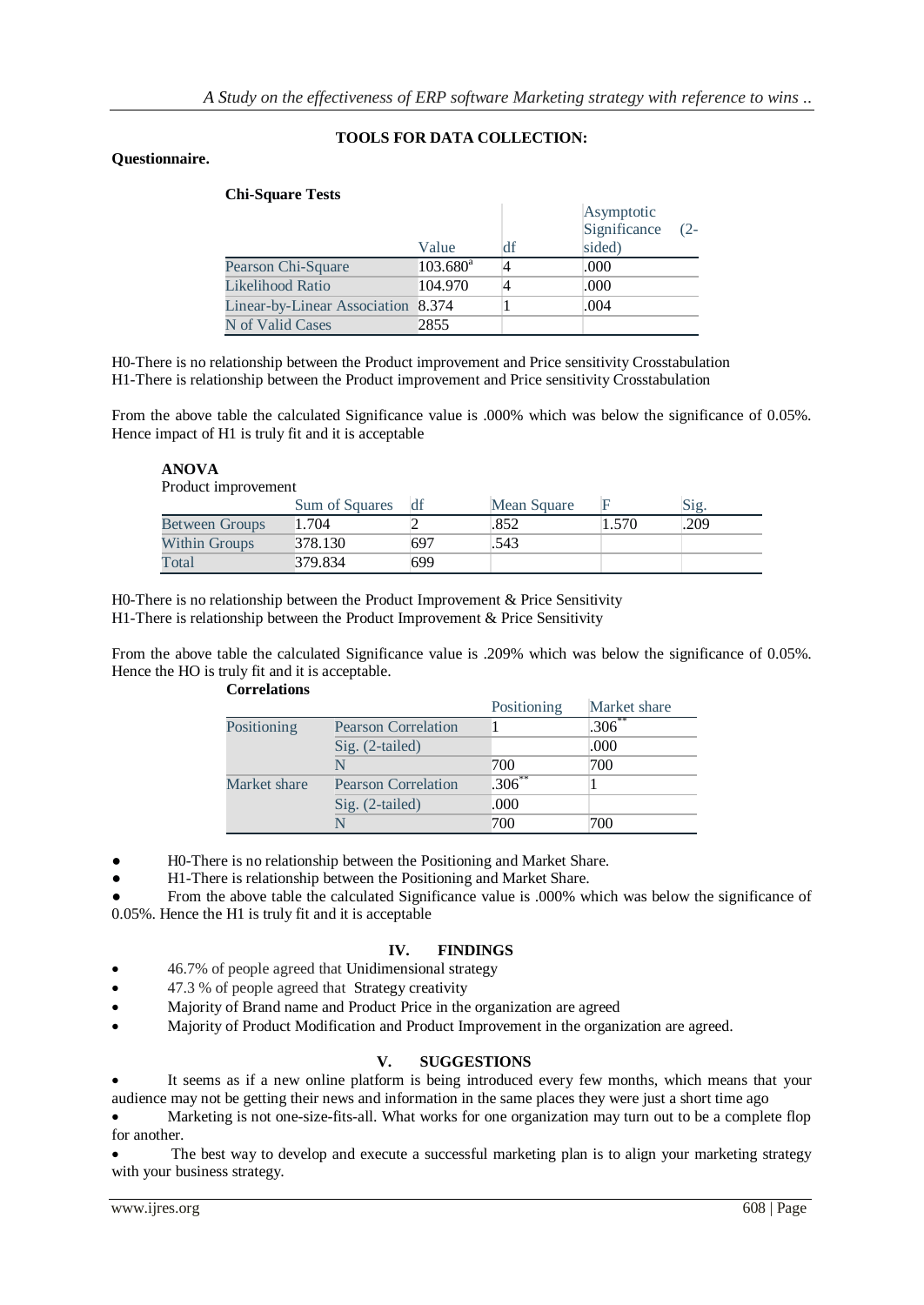**TOOLS FOR DATA COLLECTION:**

**Questionnaire.**

**Chi-Square Tests**

| | Value | df | Asymptotic Significance (2-sided) |
|---|---|---|---|
| Pearson Chi-Square | 103.680[a] | 4 | .000 |
| Likelihood Ratio | 104.970 | 4 | .000 |
| Linear-by-Linear Association | 8.374 | 1 | .004 |
| N of Valid Cases | 2855 | | |

H0-There is no relationship between the Product improvement and Price sensitivity Crosstabulation
H1-There is relationship between the Product improvement and Price sensitivity Crosstabulation

From the above table the calculated Significance value is .000% which was below the significance of 0.05%. Hence impact of H1 is truly fit and it is acceptable

**ANOVA**

Product improvement

| | Sum of Squares | df | Mean Square | F | Sig. |
|---|---|---|---|---|---|
| Between Groups | 1.704 | 2 | .852 | 1.570 | .209 |
| Within Groups | 378.130 | 697 | .543 | | |
| Total | 379.834 | 699 | | | |

H0-There is no relationship between the Product Improvement & Price Sensitivity
H1-There is relationship between the Product Improvement & Price Sensitivity

From the above table the calculated Significance value is .209% which was below the significance of 0.05%. Hence the HO is truly fit and it is acceptable.

**Correlations**

| | | Positioning | Market share |
|---|---|---|---|
| Positioning | Pearson Correlation | 1 | .306** |
| | Sig. (2-tailed) | | .000 |
| | N | 700 | 700 |
| Market share | Pearson Correlation | .306** | 1 |
| | Sig. (2-tailed) | .000 | |
| | N | 700 | 700 |

- H0-There is no relationship between the Positioning and Market Share.
- H1-There is relationship between the Positioning and Market Share.
- From the above table the calculated Significance value is .000% which was below the significance of 0.05%. Hence the H1 is truly fit and it is acceptable

## IV. FINDINGS

- 46.7% of people agreed that Unidimensional strategy
- 47.3 % of people agreed that Strategy creativity
- Majority of Brand name and Product Price in the organization are agreed
- Majority of Product Modification and Product Improvement in the organization are agreed.

## V. SUGGESTIONS

- It seems as if a new online platform is being introduced every few months, which means that your audience may not be getting their news and information in the same places they were just a short time ago
- Marketing is not one-size-fits-all. What works for one organization may turn out to be a complete flop for another.
- The best way to develop and execute a successful marketing plan is to align your marketing strategy with your business strategy.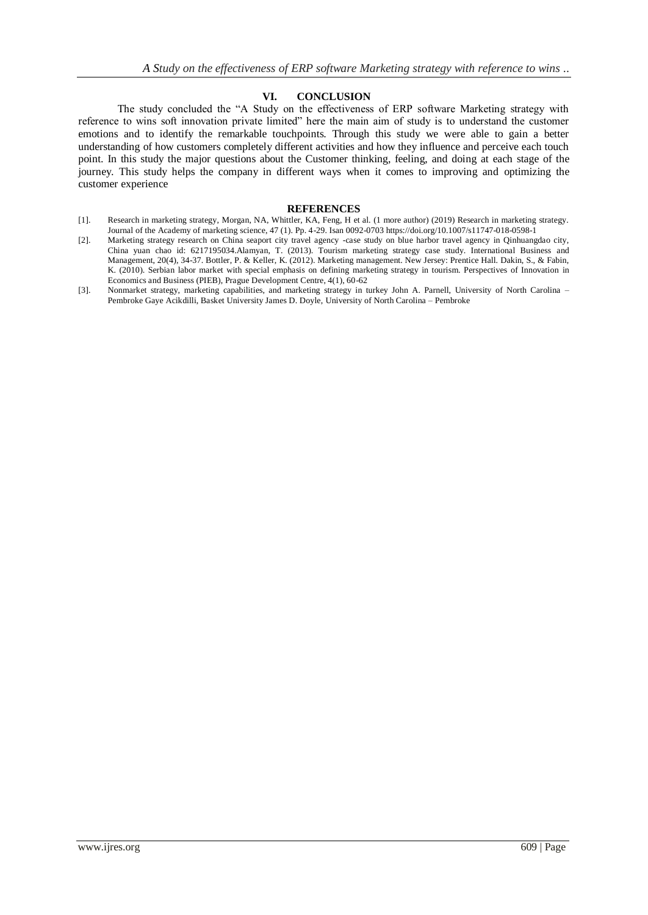## VI. CONCLUSION

The study concluded the "A Study on the effectiveness of ERP software Marketing strategy with reference to wins soft innovation private limited" here the main aim of study is to understand the customer emotions and to identify the remarkable touchpoints. Through this study we were able to gain a better understanding of how customers completely different activities and how they influence and perceive each touch point. In this study the major questions about the Customer thinking, feeling, and doing at each stage of the journey. This study helps the company in different ways when it comes to improving and optimizing the customer experience

## REFERENCES

[1]. Research in marketing strategy, Morgan, NA, Whittler, KA, Feng, H et al. (1 more author) (2019) Research in marketing strategy. Journal of the Academy of marketing science, 47 (1). Pp. 4-29. Isan 0092-0703 https://doi.org/10.1007/s11747-018-0598-1

[2]. Marketing strategy research on China seaport city travel agency -case study on blue harbor travel agency in Qinhuangdao city, China yuan chao id: 6217195034.Alamyan, T. (2013). Tourism marketing strategy case study. International Business and Management, 20(4), 34-37. Bottler, P. & Keller, K. (2012). Marketing management. New Jersey: Prentice Hall. Dakin, S., & Fabin, K. (2010). Serbian labor market with special emphasis on defining marketing strategy in tourism. Perspectives of Innovation in Economics and Business (PIEB), Prague Development Centre, 4(1), 60-62

[3]. Nonmarket strategy, marketing capabilities, and marketing strategy in turkey John A. Parnell, University of North Carolina – Pembroke Gaye Acikdilli, Basket University James D. Doyle, University of North Carolina – Pembroke